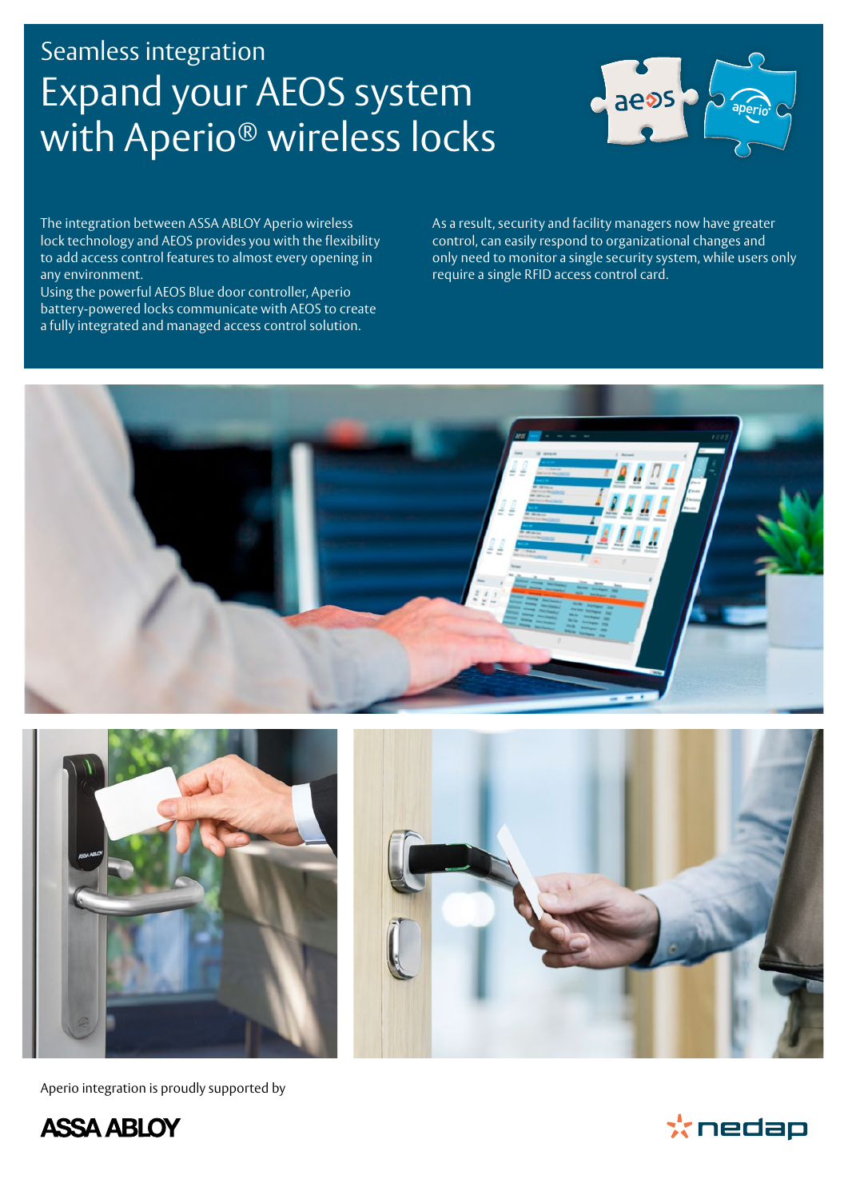Seamless integration

# Expand your AEOS system with Aperio® wireless locks

The integration between ASSA ABLOY Aperio wireless lock technology and AEOS provides you with the flexibility to add access control features to almost every opening in any environment.
Using the powerful AEOS Blue door controller, Aperio battery-powered locks communicate with AEOS to create a fully integrated and managed access control solution.

As a result, security and facility managers now have greater control, can easily respond to organizational changes and only need to monitor a single security system, while users only require a single RFID access control card.

Aperio integration is proudly supported by

ASSA ABLOY

nedap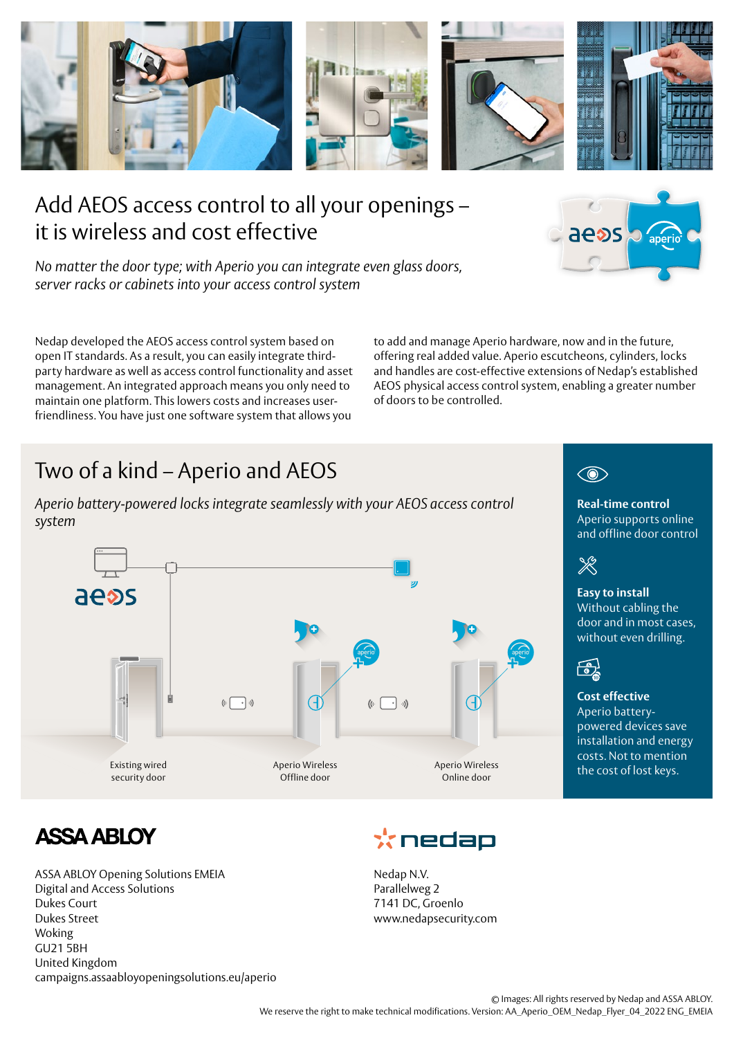# Add AEOS access control to all your openings – it is wireless and cost effective

*No matter the door type; with Aperio you can integrate even glass doors, server racks or cabinets into your access control system*

Nedap developed the AEOS access control system based on open IT standards. As a result, you can easily integrate third-party hardware as well as access control functionality and asset management. An integrated approach means you only need to maintain one platform. This lowers costs and increases user-friendliness. You have just one software system that allows you to add and manage Aperio hardware, now and in the future, offering real added value. Aperio escutcheons, cylinders, locks and handles are cost-effective extensions of Nedap's established AEOS physical access control system, enabling a greater number of doors to be controlled.

## Two of a kind – Aperio and AEOS

*Aperio battery-powered locks integrate seamlessly with your AEOS access control system*

aeos

Existing wired security door

Aperio Wireless Offline door

Aperio Wireless Online door

**Real-time control**
Aperio supports online and offline door control

**Easy to install**
Without cabling the door and in most cases, without even drilling.

**Cost effective**
Aperio battery-powered devices save installation and energy costs. Not to mention the cost of lost keys.

**ASSA ABLOY**

ASSA ABLOY Opening Solutions EMEIA
Digital and Access Solutions
Dukes Court
Dukes Street
Woking
GU21 5BH
United Kingdom
campaigns.assaabloyopeningsolutions.eu/aperio

**nedap**

Nedap N.V.
Parallelweg 2
7141 DC, Groenlo
www.nedapsecurity.com

© Images: All rights reserved by Nedap and ASSA ABLOY.
We reserve the right to make technical modifications. Version: AA_Aperio_OEM_Nedap_Flyer_04_2022 ENG_EMEIA